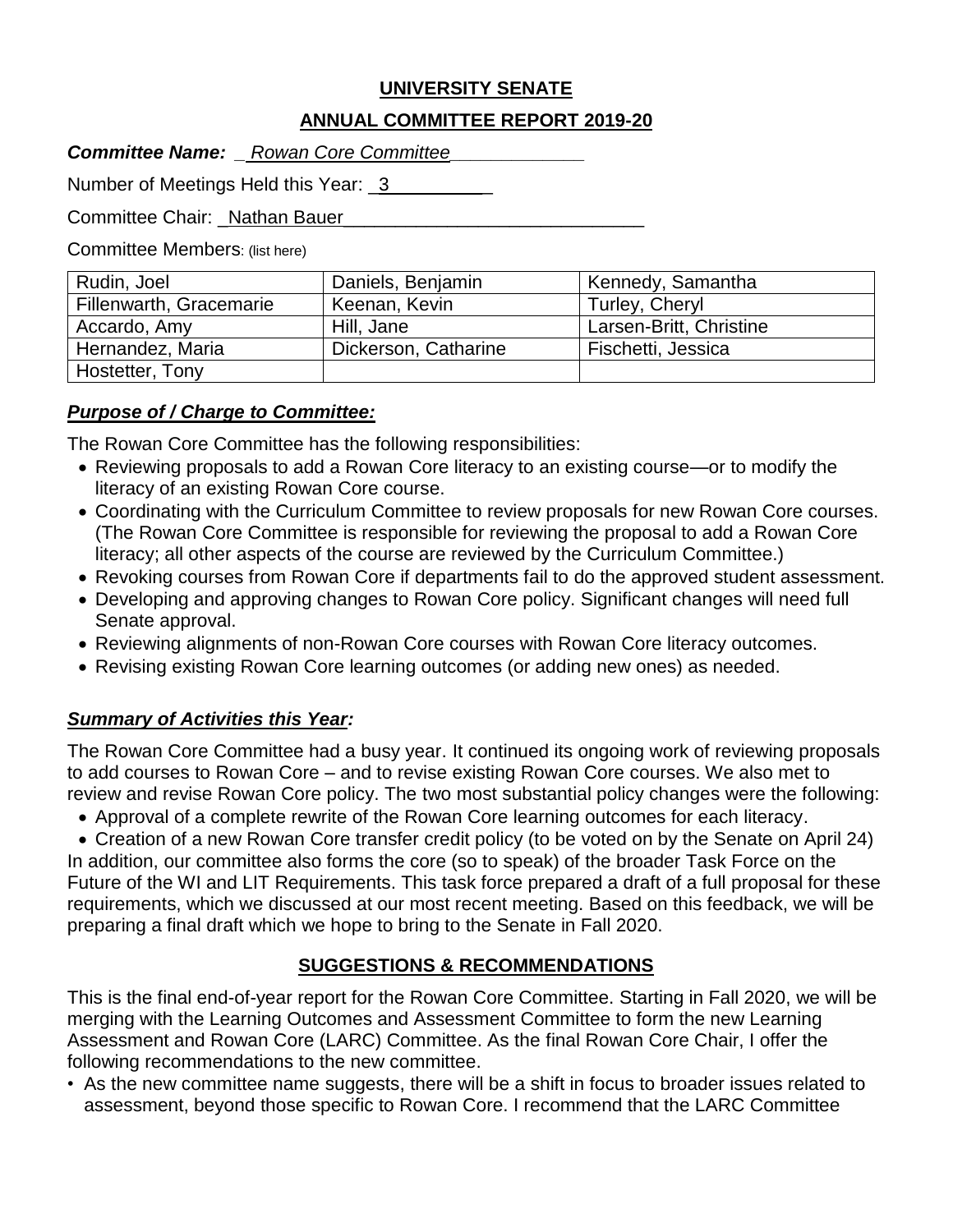# UNIVERSITY SENATE

## ANNUAL COMMITTEE REPORT 2019-20

***Committee Name:*** *Rowan Core Committee*

Number of Meetings Held this Year: 3

Committee Chair: Nathan Bauer

Committee Members: (list here)

| Rudin, Joel | Daniels, Benjamin | Kennedy, Samantha |
|---|---|---|
| Fillenwarth, Gracemarie | Keenan, Kevin | Turley, Cheryl |
| Accardo, Amy | Hill, Jane | Larsen-Britt, Christine |
| Hernandez, Maria | Dickerson, Catharine | Fischetti, Jessica |
| Hostetter, Tony | | |

### *Purpose of / Charge to Committee:*

The Rowan Core Committee has the following responsibilities:

- Reviewing proposals to add a Rowan Core literacy to an existing course—or to modify the literacy of an existing Rowan Core course.
- Coordinating with the Curriculum Committee to review proposals for new Rowan Core courses. (The Rowan Core Committee is responsible for reviewing the proposal to add a Rowan Core literacy; all other aspects of the course are reviewed by the Curriculum Committee.)
- Revoking courses from Rowan Core if departments fail to do the approved student assessment.
- Developing and approving changes to Rowan Core policy. Significant changes will need full Senate approval.
- Reviewing alignments of non-Rowan Core courses with Rowan Core literacy outcomes.
- Revising existing Rowan Core learning outcomes (or adding new ones) as needed.

### *Summary of Activities this Year:*

The Rowan Core Committee had a busy year. It continued its ongoing work of reviewing proposals to add courses to Rowan Core – and to revise existing Rowan Core courses. We also met to review and revise Rowan Core policy. The two most substantial policy changes were the following:

- Approval of a complete rewrite of the Rowan Core learning outcomes for each literacy.
- Creation of a new Rowan Core transfer credit policy (to be voted on by the Senate on April 24)

In addition, our committee also forms the core (so to speak) of the broader Task Force on the Future of the WI and LIT Requirements. This task force prepared a draft of a full proposal for these requirements, which we discussed at our most recent meeting. Based on this feedback, we will be preparing a final draft which we hope to bring to the Senate in Fall 2020.

## SUGGESTIONS & RECOMMENDATIONS

This is the final end-of-year report for the Rowan Core Committee. Starting in Fall 2020, we will be merging with the Learning Outcomes and Assessment Committee to form the new Learning Assessment and Rowan Core (LARC) Committee. As the final Rowan Core Chair, I offer the following recommendations to the new committee.

- As the new committee name suggests, there will be a shift in focus to broader issues related to assessment, beyond those specific to Rowan Core. I recommend that the LARC Committee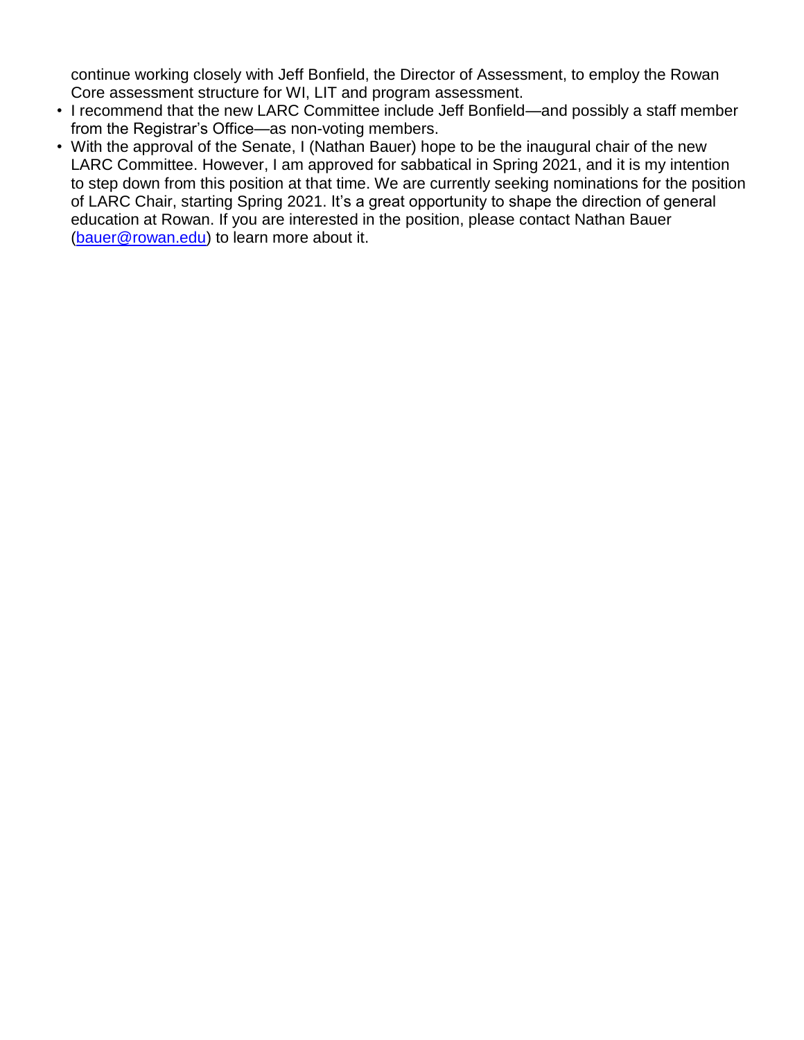continue working closely with Jeff Bonfield, the Director of Assessment, to employ the Rowan Core assessment structure for WI, LIT and program assessment.

- I recommend that the new LARC Committee include Jeff Bonfield—and possibly a staff member from the Registrar's Office—as non-voting members.
- With the approval of the Senate, I (Nathan Bauer) hope to be the inaugural chair of the new LARC Committee. However, I am approved for sabbatical in Spring 2021, and it is my intention to step down from this position at that time. We are currently seeking nominations for the position of LARC Chair, starting Spring 2021. It's a great opportunity to shape the direction of general education at Rowan. If you are interested in the position, please contact Nathan Bauer (bauer@rowan.edu) to learn more about it.